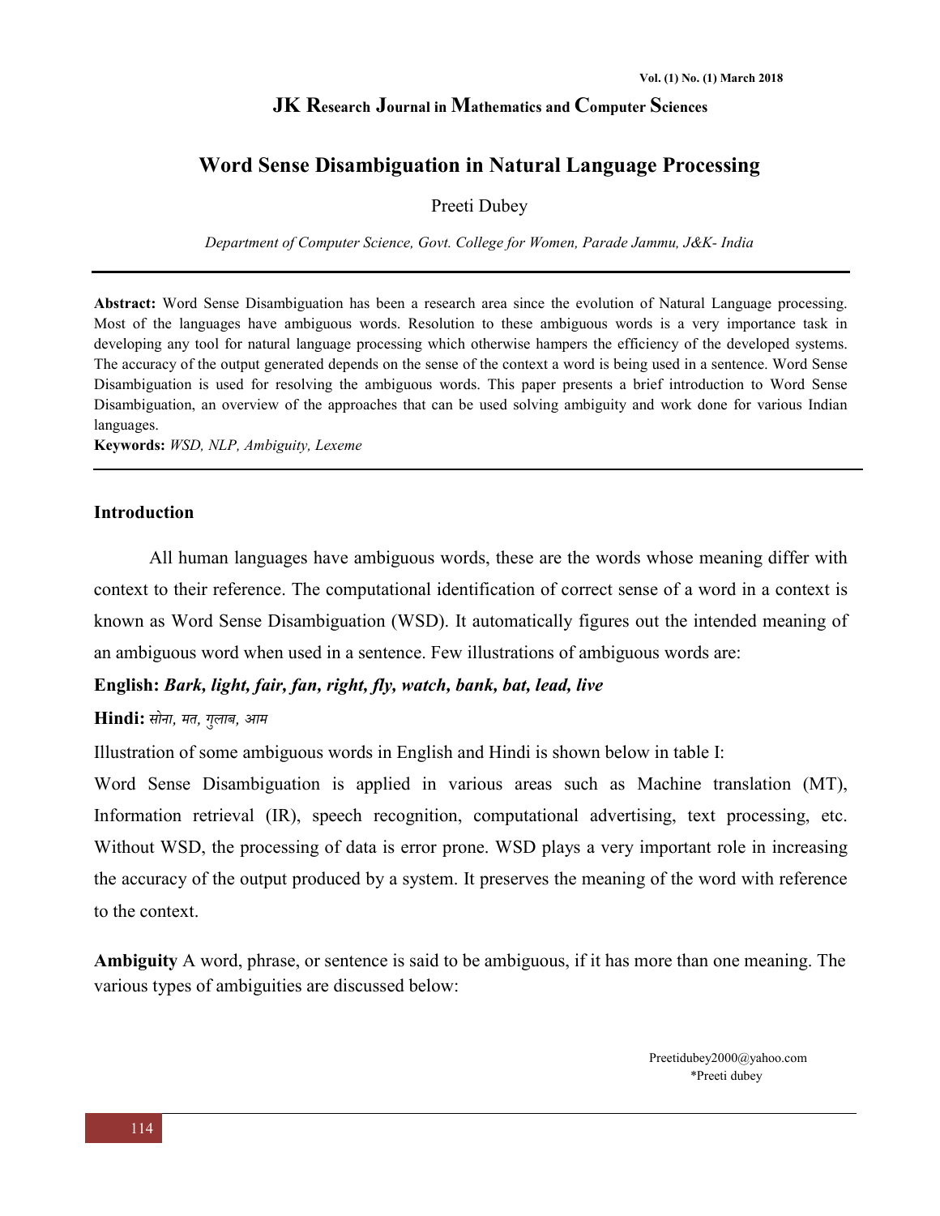# Word Sense Disambiguation in Natural Language Processing

Preeti Dubey

*Department of Computer Science, Govt. College for Women, Parade Jammu, J&K- India*

---

**Abstract:** Word Sense Disambiguation has been a research area since the evolution of Natural Language processing. Most of the languages have ambiguous words. Resolution to these ambiguous words is a very importance task in developing any tool for natural language processing which otherwise hampers the efficiency of the developed systems. The accuracy of the output generated depends on the sense of the context a word is being used in a sentence. Word Sense Disambiguation is used for resolving the ambiguous words. This paper presents a brief introduction to Word Sense Disambiguation, an overview of the approaches that can be used solving ambiguity and work done for various Indian languages.

**Keywords:** *WSD, NLP, Ambiguity, Lexeme*

---

## Introduction

All human languages have ambiguous words, these are the words whose meaning differ with context to their reference. The computational identification of correct sense of a word in a context is known as Word Sense Disambiguation (WSD). It automatically figures out the intended meaning of an ambiguous word when used in a sentence. Few illustrations of ambiguous words are:

**English:** ***Bark, light, fair, fan, right, fly, watch, bank, bat, lead, live***

**Hindi:** *सोना, मत, गुलाब, आम*

Illustration of some ambiguous words in English and Hindi is shown below in table I:

Word Sense Disambiguation is applied in various areas such as Machine translation (MT), Information retrieval (IR), speech recognition, computational advertising, text processing, etc. Without WSD, the processing of data is error prone. WSD plays a very important role in increasing the accuracy of the output produced by a system. It preserves the meaning of the word with reference to the context.

**Ambiguity** A word, phrase, or sentence is said to be ambiguous, if it has more than one meaning. The various types of ambiguities are discussed below:

Preetidubey2000@yahoo.com
*Preeti dubey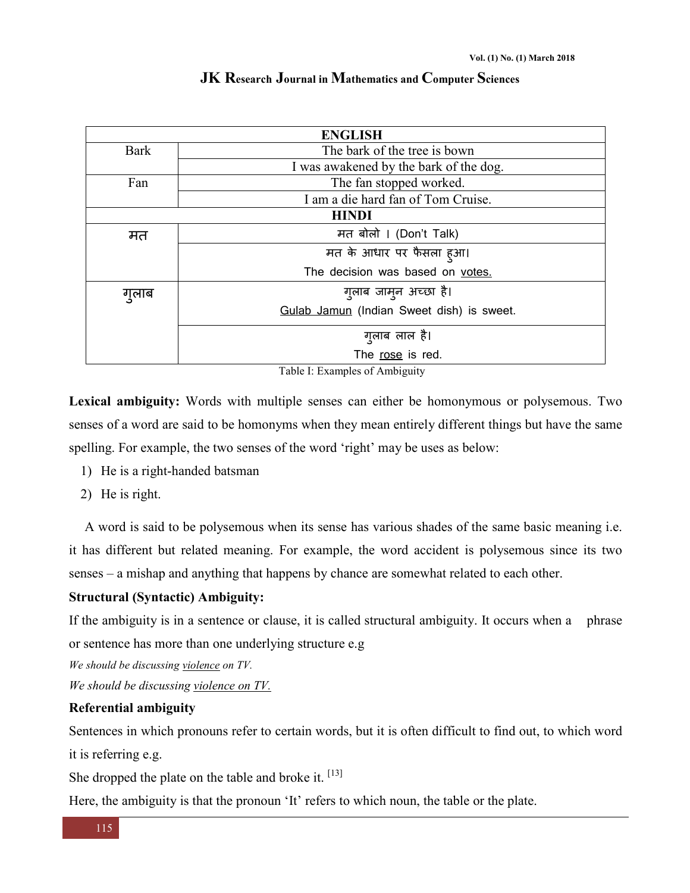| ENGLISH | |
|---|---|
| Bark | The bark of the tree is bown |
| | I was awakened by the bark of the dog. |
| Fan | The fan stopped worked. |
| | I am a die hard fan of Tom Cruise. |
| **HINDI** | |
| मत | मत बोलो । (Don't Talk) |
| | मत के आधार पर फैसला हुआ। The decision was based on <u>votes.</u> |
| गुलाब | गुलाब जामुन अच्छा है। <u>Gulab Jamun</u> (Indian Sweet dish) is sweet. |
| | गुलाब लाल है। The <u>rose</u> is red. |

Table I: Examples of Ambiguity

**Lexical ambiguity:** Words with multiple senses can either be homonymous or polysemous. Two senses of a word are said to be homonyms when they mean entirely different things but have the same spelling. For example, the two senses of the word 'right' may be uses as below:

1) He is a right-handed batsman
2) He is right.

A word is said to be polysemous when its sense has various shades of the same basic meaning i.e. it has different but related meaning. For example, the word accident is polysemous since its two senses – a mishap and anything that happens by chance are somewhat related to each other.

**Structural (Syntactic) Ambiguity:**

If the ambiguity is in a sentence or clause, it is called structural ambiguity. It occurs when a phrase or sentence has more than one underlying structure e.g

*We should be discussing <u>violence</u> on TV.*

*We should be discussing <u>violence on TV.</u>*

**Referential ambiguity**

Sentences in which pronouns refer to certain words, but it is often difficult to find out, to which word it is referring e.g.

She dropped the plate on the table and broke it. [13]

Here, the ambiguity is that the pronoun 'It' refers to which noun, the table or the plate.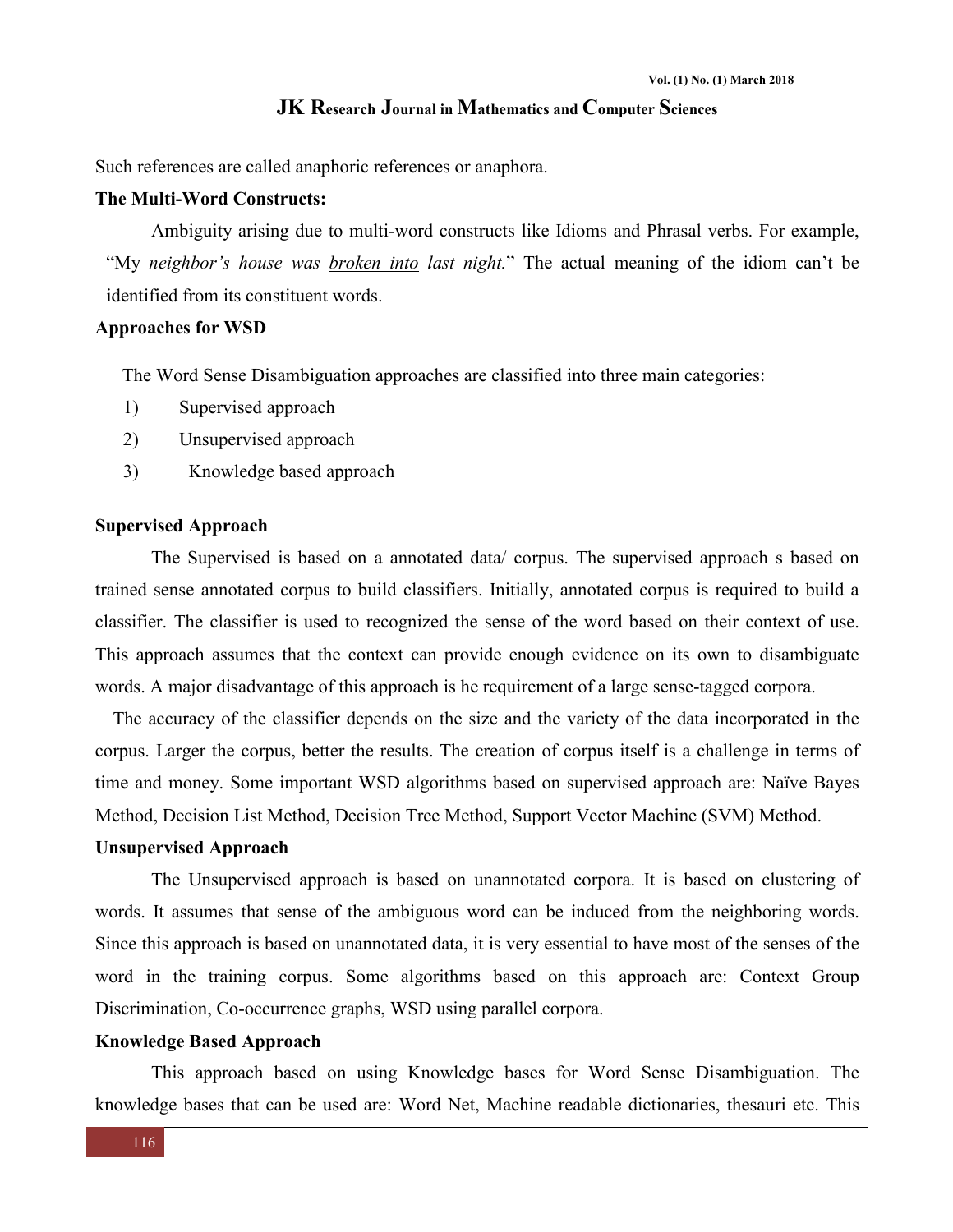Such references are called anaphoric references or anaphora.

**The Multi-Word Constructs:**

Ambiguity arising due to multi-word constructs like Idioms and Phrasal verbs. For example, "My *neighbor's house was* <u>*broken into*</u> *last night.*" The actual meaning of the idiom can't be identified from its constituent words.

**Approaches for WSD**

The Word Sense Disambiguation approaches are classified into three main categories:

1) Supervised approach
2) Unsupervised approach
3) Knowledge based approach

**Supervised Approach**

The Supervised is based on a annotated data/ corpus. The supervised approach s based on trained sense annotated corpus to build classifiers. Initially, annotated corpus is required to build a classifier. The classifier is used to recognized the sense of the word based on their context of use. This approach assumes that the context can provide enough evidence on its own to disambiguate words. A major disadvantage of this approach is he requirement of a large sense-tagged corpora.

The accuracy of the classifier depends on the size and the variety of the data incorporated in the corpus. Larger the corpus, better the results. The creation of corpus itself is a challenge in terms of time and money. Some important WSD algorithms based on supervised approach are: Naïve Bayes Method, Decision List Method, Decision Tree Method, Support Vector Machine (SVM) Method.

**Unsupervised Approach**

The Unsupervised approach is based on unannotated corpora. It is based on clustering of words. It assumes that sense of the ambiguous word can be induced from the neighboring words. Since this approach is based on unannotated data, it is very essential to have most of the senses of the word in the training corpus. Some algorithms based on this approach are: Context Group Discrimination, Co-occurrence graphs, WSD using parallel corpora.

**Knowledge Based Approach**

This approach based on using Knowledge bases for Word Sense Disambiguation. The knowledge bases that can be used are: Word Net, Machine readable dictionaries, thesauri etc. This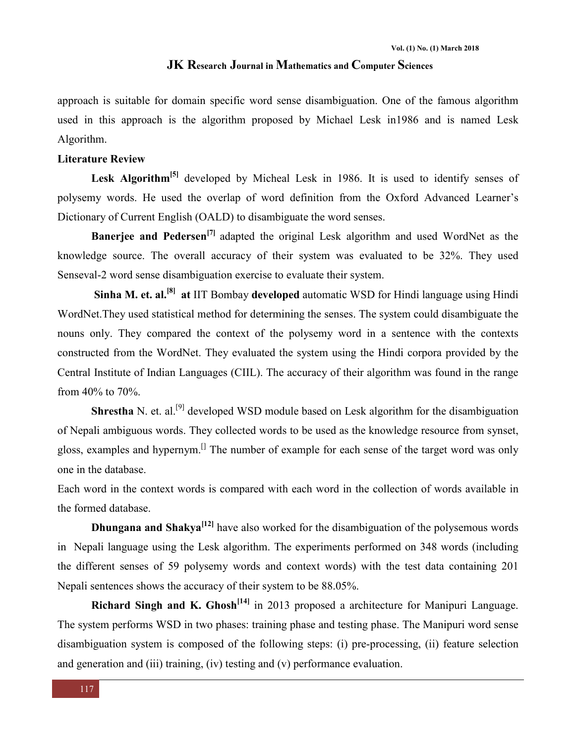approach is suitable for domain specific word sense disambiguation. One of the famous algorithm used in this approach is the algorithm proposed by Michael Lesk in1986 and is named Lesk Algorithm.

**Literature Review**

**Lesk Algorithm**[5] developed by Micheal Lesk in 1986. It is used to identify senses of polysemy words. He used the overlap of word definition from the Oxford Advanced Learner's Dictionary of Current English (OALD) to disambiguate the word senses.

**Banerjee and Pedersen**[7] adapted the original Lesk algorithm and used WordNet as the knowledge source. The overall accuracy of their system was evaluated to be 32%. They used Senseval-2 word sense disambiguation exercise to evaluate their system.

**Sinha M. et. al.**[8] **at** IIT Bombay **developed** automatic WSD for Hindi language using Hindi WordNet.They used statistical method for determining the senses. The system could disambiguate the nouns only. They compared the context of the polysemy word in a sentence with the contexts constructed from the WordNet. They evaluated the system using the Hindi corpora provided by the Central Institute of Indian Languages (CIIL). The accuracy of their algorithm was found in the range from 40% to 70%.

**Shrestha** N. et. al.[9] developed WSD module based on Lesk algorithm for the disambiguation of Nepali ambiguous words. They collected words to be used as the knowledge resource from synset, gloss, examples and hypernym.[] The number of example for each sense of the target word was only one in the database.

Each word in the context words is compared with each word in the collection of words available in the formed database.

**Dhungana and Shakya**[12] have also worked for the disambiguation of the polysemous words in Nepali language using the Lesk algorithm. The experiments performed on 348 words (including the different senses of 59 polysemy words and context words) with the test data containing 201 Nepali sentences shows the accuracy of their system to be 88.05%.

**Richard Singh and K. Ghosh**[14] in 2013 proposed a architecture for Manipuri Language. The system performs WSD in two phases: training phase and testing phase. The Manipuri word sense disambiguation system is composed of the following steps: (i) pre-processing, (ii) feature selection and generation and (iii) training, (iv) testing and (v) performance evaluation.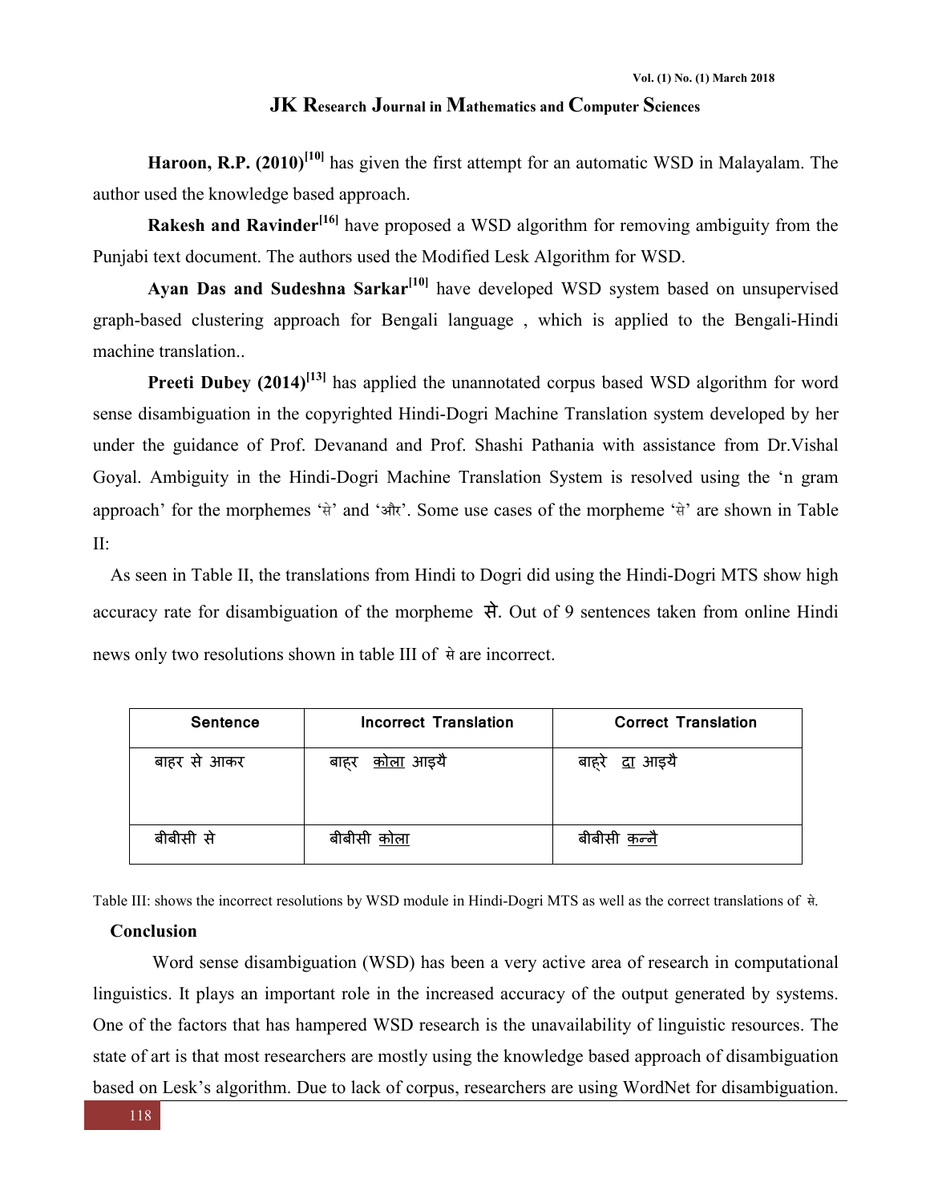**Haroon, R.P. (2010)**[10] has given the first attempt for an automatic WSD in Malayalam. The author used the knowledge based approach.

**Rakesh and Ravinder**[16] have proposed a WSD algorithm for removing ambiguity from the Punjabi text document. The authors used the Modified Lesk Algorithm for WSD.

**Ayan Das and Sudeshna Sarkar**[10] have developed WSD system based on unsupervised graph-based clustering approach for Bengali language , which is applied to the Bengali-Hindi machine translation..

**Preeti Dubey (2014)**[13] has applied the unannotated corpus based WSD algorithm for word sense disambiguation in the copyrighted Hindi-Dogri Machine Translation system developed by her under the guidance of Prof. Devanand and Prof. Shashi Pathania with assistance from Dr.Vishal Goyal. Ambiguity in the Hindi-Dogri Machine Translation System is resolved using the 'n gram approach' for the morphemes 'से' and 'और'. Some use cases of the morpheme 'से' are shown in Table II:

As seen in Table II, the translations from Hindi to Dogri did using the Hindi-Dogri MTS show high accuracy rate for disambiguation of the morpheme से. Out of 9 sentences taken from online Hindi news only two resolutions shown in table III of से are incorrect.

| Sentence | Incorrect Translation | Correct Translation |
|---|---|---|
| बाहर से आकर | बाह्र <u>कोला</u> आइयै | बाह्रे <u>दा</u> आइयै |
| बीबीसी से | बीबीसी <u>कोला</u> | बीबीसी <u>कन्नै</u> |

Table III: shows the incorrect resolutions by WSD module in Hindi-Dogri MTS as well as the correct translations of से.

## Conclusion

Word sense disambiguation (WSD) has been a very active area of research in computational linguistics. It plays an important role in the increased accuracy of the output generated by systems. One of the factors that has hampered WSD research is the unavailability of linguistic resources. The state of art is that most researchers are mostly using the knowledge based approach of disambiguation based on Lesk's algorithm. Due to lack of corpus, researchers are using WordNet for disambiguation.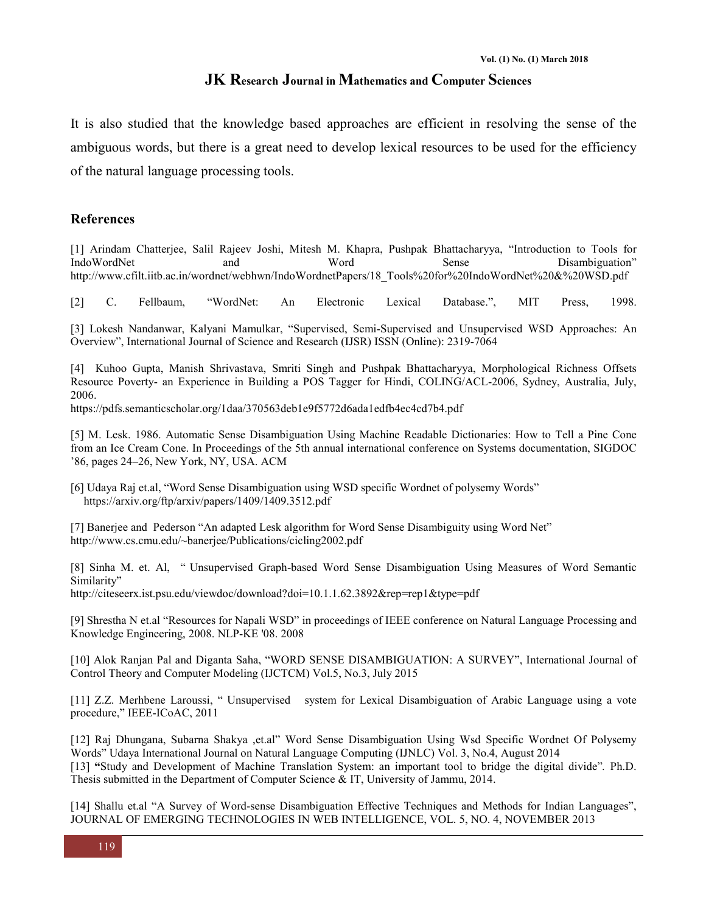It is also studied that the knowledge based approaches are efficient in resolving the sense of the ambiguous words, but there is a great need to develop lexical resources to be used for the efficiency of the natural language processing tools.

## References

[1] Arindam Chatterjee, Salil Rajeev Joshi, Mitesh M. Khapra, Pushpak Bhattacharyya, "Introduction to Tools for IndoWordNet and Word Sense Disambiguation" http://www.cfilt.iitb.ac.in/wordnet/webhwn/IndoWordnetPapers/18_Tools%20for%20IndoWordNet%20&%20WSD.pdf

[2] C. Fellbaum, "WordNet: An Electronic Lexical Database.", MIT Press, 1998.

[3] Lokesh Nandanwar, Kalyani Mamulkar, "Supervised, Semi-Supervised and Unsupervised WSD Approaches: An Overview", International Journal of Science and Research (IJSR) ISSN (Online): 2319-7064

[4] Kuhoo Gupta, Manish Shrivastava, Smriti Singh and Pushpak Bhattacharyya, Morphological Richness Offsets Resource Poverty- an Experience in Building a POS Tagger for Hindi, COLING/ACL-2006, Sydney, Australia, July, 2006.
https://pdfs.semanticscholar.org/1daa/370563deb1e9f5772d6ada1edfb4ec4cd7b4.pdf

[5] M. Lesk. 1986. Automatic Sense Disambiguation Using Machine Readable Dictionaries: How to Tell a Pine Cone from an Ice Cream Cone. In Proceedings of the 5th annual international conference on Systems documentation, SIGDOC '86, pages 24–26, New York, NY, USA. ACM

[6] Udaya Raj et.al, "Word Sense Disambiguation using WSD specific Wordnet of polysemy Words" https://arxiv.org/ftp/arxiv/papers/1409/1409.3512.pdf

[7] Banerjee and Pederson "An adapted Lesk algorithm for Word Sense Disambiguity using Word Net" http://www.cs.cmu.edu/~banerjee/Publications/cicling2002.pdf

[8] Sinha M. et. Al, " Unsupervised Graph-based Word Sense Disambiguation Using Measures of Word Semantic Similarity"
http://citeseerx.ist.psu.edu/viewdoc/download?doi=10.1.1.62.3892&rep=rep1&type=pdf

[9] Shrestha N et.al "Resources for Napali WSD" in proceedings of IEEE conference on Natural Language Processing and Knowledge Engineering, 2008. NLP-KE '08. 2008

[10] Alok Ranjan Pal and Diganta Saha, "WORD SENSE DISAMBIGUATION: A SURVEY", International Journal of Control Theory and Computer Modeling (IJCTCM) Vol.5, No.3, July 2015

[11] Z.Z. Merhbene Laroussi, " Unsupervised system for Lexical Disambiguation of Arabic Language using a vote procedure," IEEE-ICoAC, 2011

[12] Raj Dhungana, Subarna Shakya ,et.al" Word Sense Disambiguation Using Wsd Specific Wordnet Of Polysemy Words" Udaya International Journal on Natural Language Computing (IJNLC) Vol. 3, No.4, August 2014

[13] **"**Study and Development of Machine Translation System: an important tool to bridge the digital divide". Ph.D. Thesis submitted in the Department of Computer Science & IT, University of Jammu, 2014.

[14] Shallu et.al "A Survey of Word-sense Disambiguation Effective Techniques and Methods for Indian Languages", JOURNAL OF EMERGING TECHNOLOGIES IN WEB INTELLIGENCE, VOL. 5, NO. 4, NOVEMBER 2013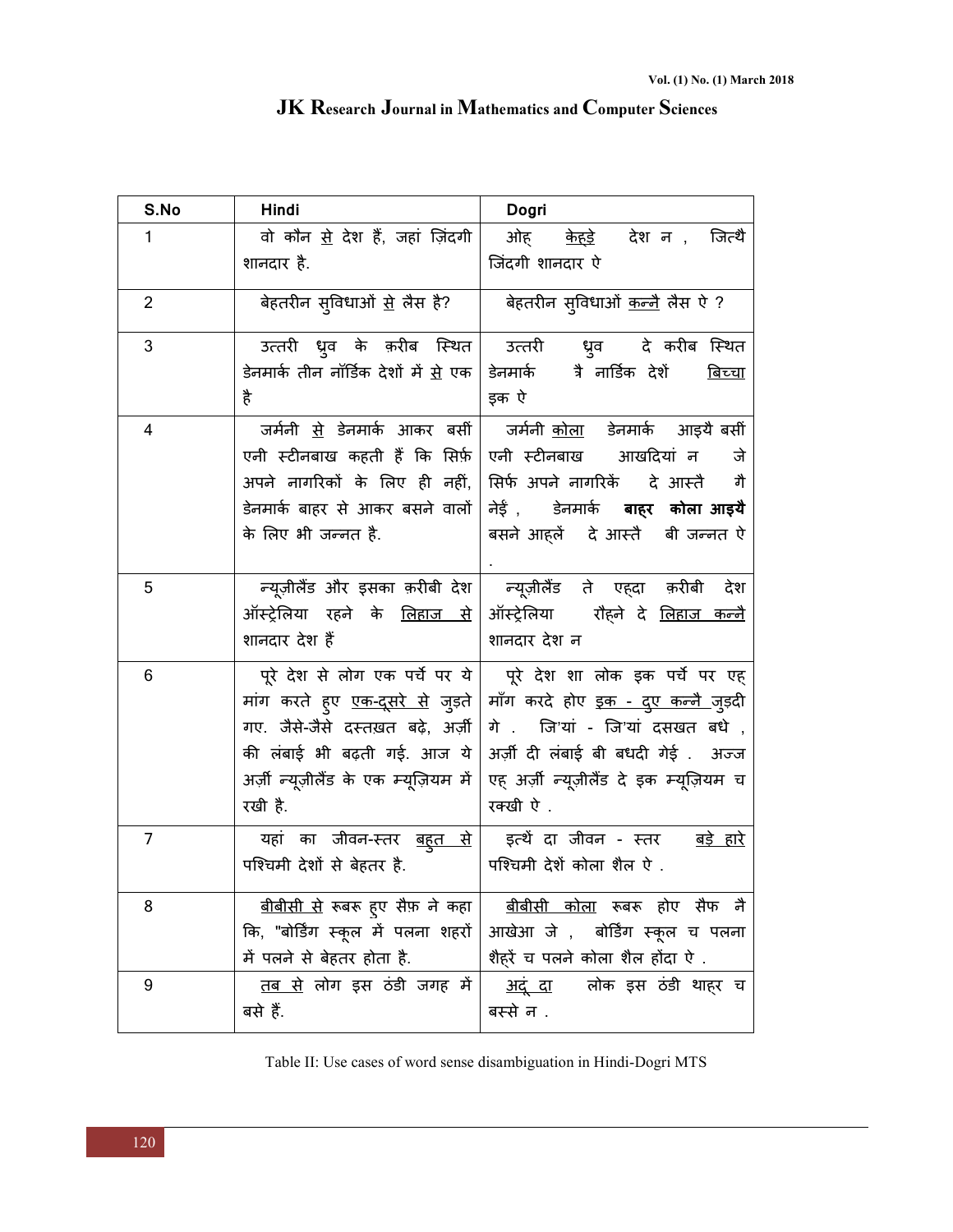| S.No | Hindi | Dogri |
|---|---|---|
| 1 | वो कौन से देश हैं, जहां ज़िंदगी शानदार है. | ओह् केह्‌ड़े देश न , जित्थै जिंदगी शानदार ऐ |
| 2 | बेहतरीन सुविधाओं से लैस है? | बेहतरीन सुविधाओं कन्नै लैस ऐ ? |
| 3 | उत्तरी ध्रुव के क़रीब स्थित डेनमार्क तीन नॉर्डिक देशों में से एक है | उत्तरी ध्रुव दे करीब स्थित डेनमार्क त्रै नार्डिक देशें बिच्चा इक ऐ |
| 4 | जर्मनी से डेनमार्क आकर बसीं एनी स्टीनबाख कहती हैं कि सिर्फ़ अपने नागरिकों के लिए ही नहीं, डेनमार्क बाहर से आकर बसने वालों के लिए भी जन्नत है. | जर्मनी कोला डेनमार्क आइयै बसीं एनी स्टीनबाख आखदियां न जे सिर्फ अपने नागरिकें दे आस्तै गै नेईं , डेनमार्क **बाहर कोला आइयै** बसने आह्‌लें दे आस्तै बी जन्नत ऐ . |
| 5 | न्यूज़ीलैंड और इसका क़रीबी देश ऑस्ट्रेलिया रहने के लिहाज से शानदार देश हैं | न्यूज़ीलैंड ते एह्‌दा क़रीबी देश ऑस्ट्रेलिया रौह्‌ने दे लिहाज कन्नै शानदार देश न |
| 6 | पूरे देश से लोग एक पर्चे पर ये मांग करते हुए एक-दूसरे से जुड़ते गए. जैसे-जैसे दस्तख़त बढ़े, अर्ज़ी की लंबाई भी बढ़ती गई. आज ये अर्ज़ी न्यूज़ीलैंड के एक म्यूज़ियम में रखी है. | पूरे देश शा लोक इक पर्चे पर एह् माँग करदे होए इक - दुए कन्नै जुड़दी गे . जि'यां - जि'यां दसखत बधे , अर्ज़ी दी लंबाई बी बधदी गेई . अज्ज एह् अर्ज़ी न्यूज़ीलैंड दे इक म्यूज़ियम च रक्खी ऐ . |
| 7 | यहां का जीवन-स्तर बहुत से पश्चिमी देशों से बेहतर है. | इत्थें दा जीवन - स्तर बड़े हारे पश्चिमी देशें कोला शैल ऐ . |
| 8 | बीबीसी से रूबरू हुए सैफ़ ने कहा कि, "बोर्डिंग स्कूल में पलना शहरों में पलने से बेहतर होता है. | बीबीसी कोला रूबरू होए सैफ नै आखेआ जे , बोर्डिंग स्कूल च पलना शैह्‌रें च पलने कोला शैल होंदा ऐ . |
| 9 | तब से लोग इस ठंडी जगह में बसे हैं. | अदूं दा लोक इस ठंडी थाह्‌र च बस्से न . |

Table II: Use cases of word sense disambiguation in Hindi-Dogri MTS